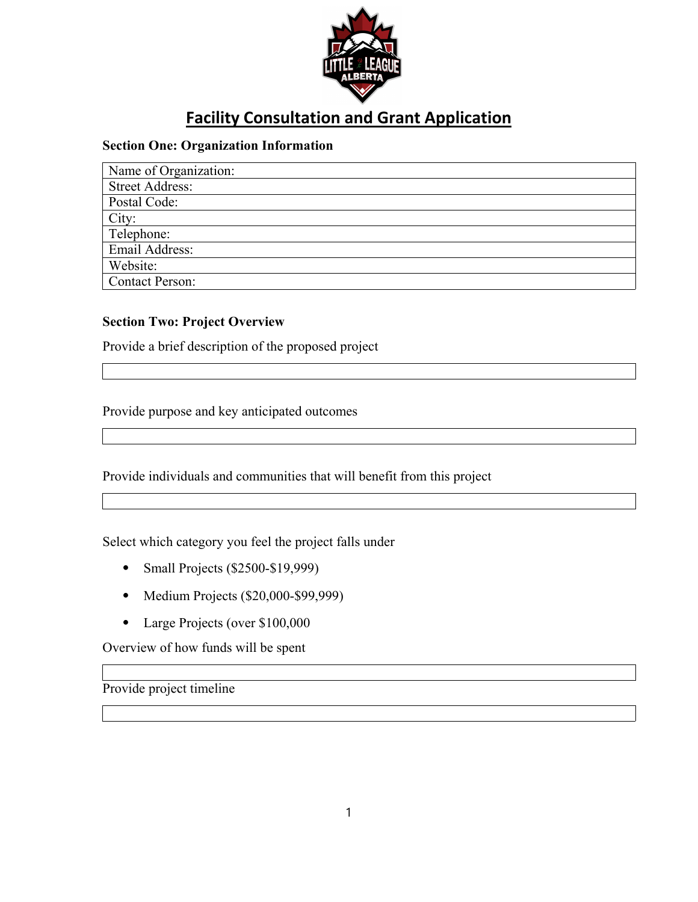# Facility Consultation and Grant Application

## Section One: Organization Information

| Name of Organization: |
| --- |
| Street Address: |
| Postal Code: |
| City: |
| Telephone: |
| Email Address: |
| Website: |
| Contact Person: |

## Section Two: Project Overview

Provide a brief description of the proposed project

| |
| --- |
| |

Provide purpose and key anticipated outcomes

| |
| --- |
| |

Provide individuals and communities that will benefit from this project

| |
| --- |
| |

Select which category you feel the project falls under

- Small Projects ($2500-$19,999)
- Medium Projects ($20,000-$99,999)
- Large Projects (over $100,000

Overview of how funds will be spent

| |
| --- |
| |

Provide project timeline

| |
| --- |
| |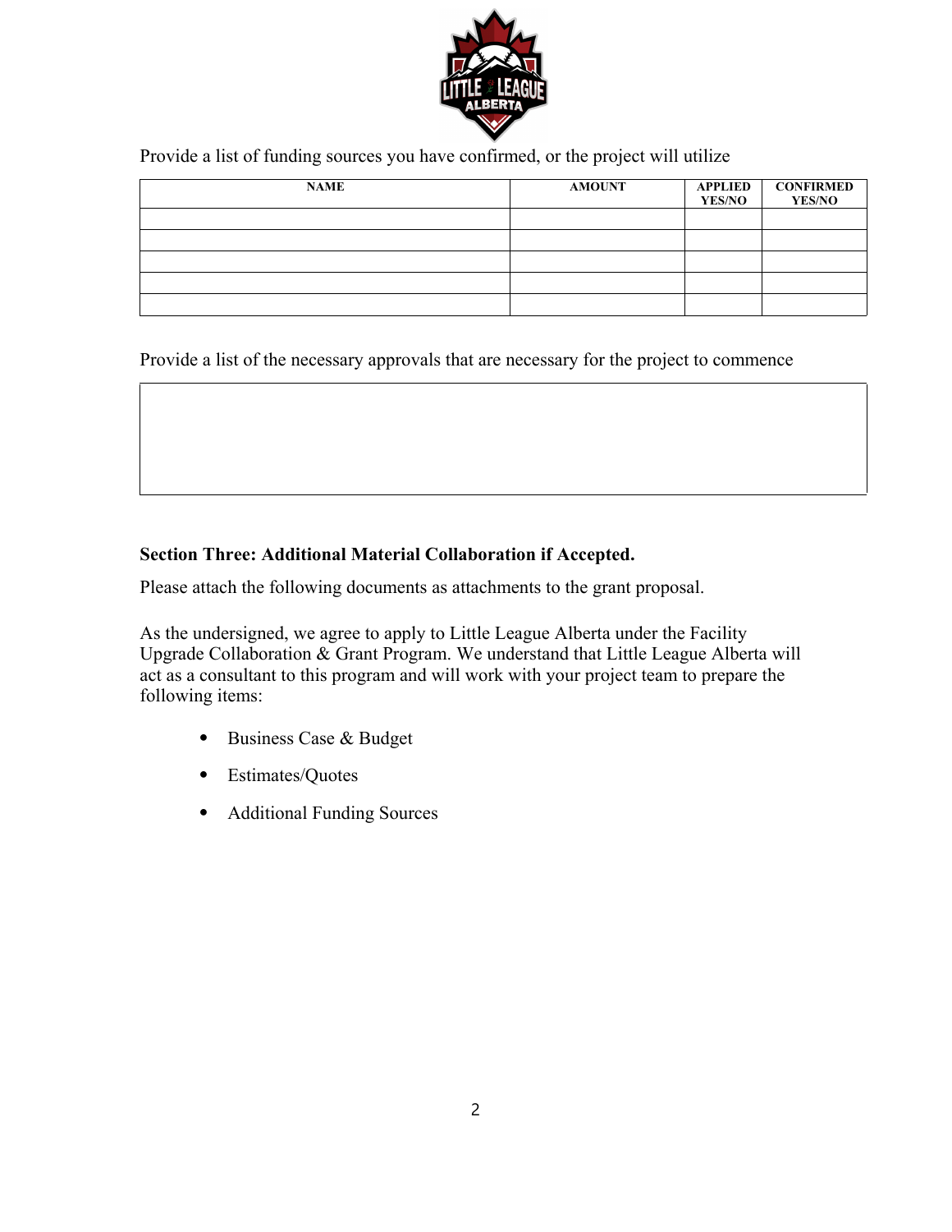Provide a list of funding sources you have confirmed, or the project will utilize

| NAME | AMOUNT | APPLIED YES/NO | CONFIRMED YES/NO |
|---|---|---|---|
| | | | |
| | | | |
| | | | |
| | | | |
| | | | |

Provide a list of the necessary approvals that are necessary for the project to commence

| |
|---|
| |

**Section Three: Additional Material Collaboration if Accepted.**

Please attach the following documents as attachments to the grant proposal.

As the undersigned, we agree to apply to Little League Alberta under the Facility Upgrade Collaboration & Grant Program. We understand that Little League Alberta will act as a consultant to this program and will work with your project team to prepare the following items:

- Business Case & Budget
- Estimates/Quotes
- Additional Funding Sources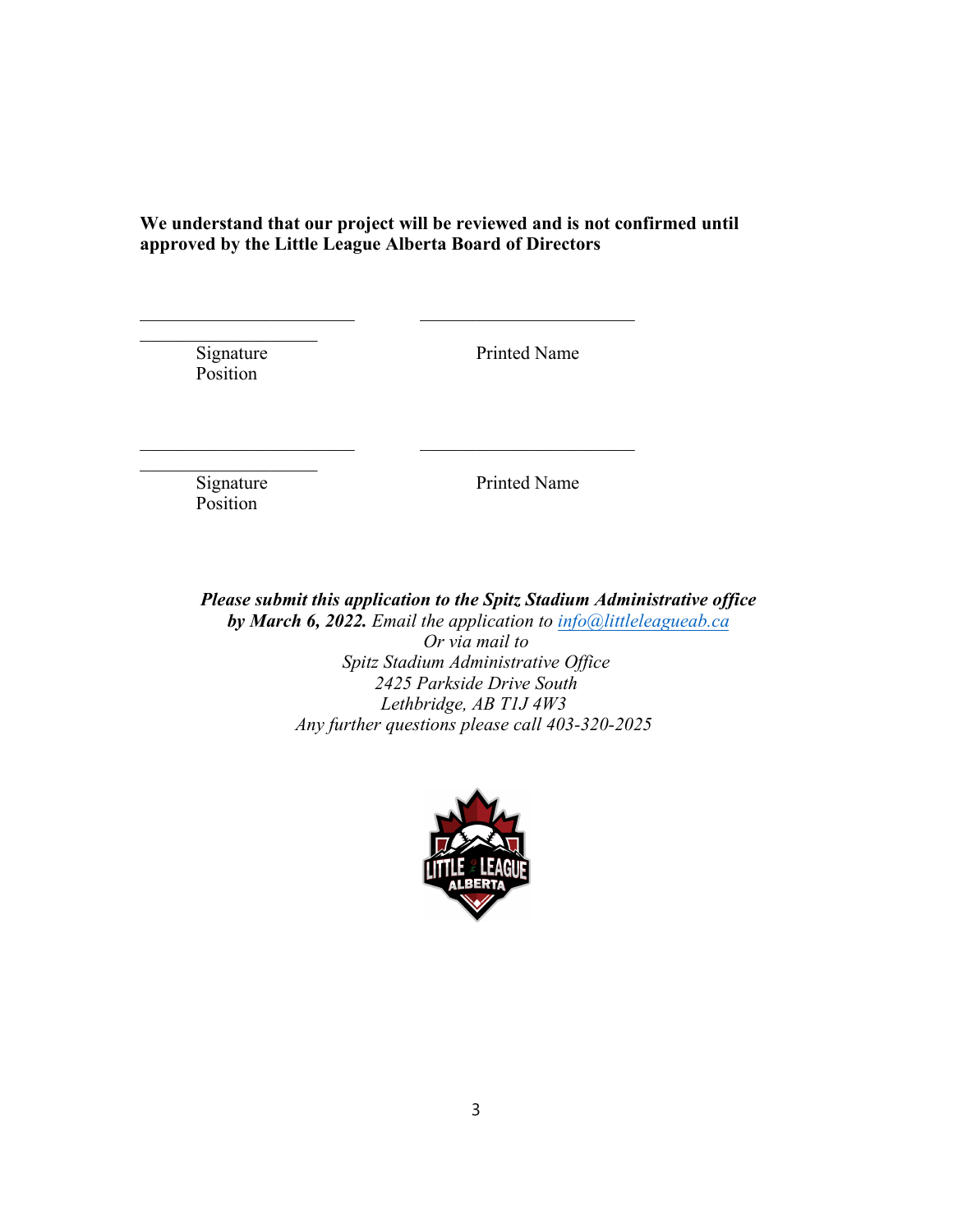**We understand that our project will be reviewed and is not confirmed until approved by the Little League Alberta Board of Directors**

\_\_\_\_\_\_\_\_\_\_\_\_\_\_\_\_\_\_\_\_\_\_\_\_ \_\_\_\_\_\_\_\_\_\_\_\_\_\_\_\_\_\_\_\_\_\_\_\_ \_\_\_\_\_\_\_\_\_\_\_\_\_\_\_\_\_\_\_\_

Signature Printed Name Position

\_\_\_\_\_\_\_\_\_\_\_\_\_\_\_\_\_\_\_\_\_\_\_\_ \_\_\_\_\_\_\_\_\_\_\_\_\_\_\_\_\_\_\_\_\_\_\_\_ \_\_\_\_\_\_\_\_\_\_\_\_\_\_\_\_\_\_\_\_

Signature Printed Name Position

***Please submit this application to the Spitz Stadium Administrative office by March 6, 2022.*** *Email the application to [info@littleleagueab.ca](mailto:info@littleleagueab.ca)*
*Or via mail to*
*Spitz Stadium Administrative Office*
*2425 Parkside Drive South*
*Lethbridge, AB T1J 4W3*
*Any further questions please call 403-320-2025*